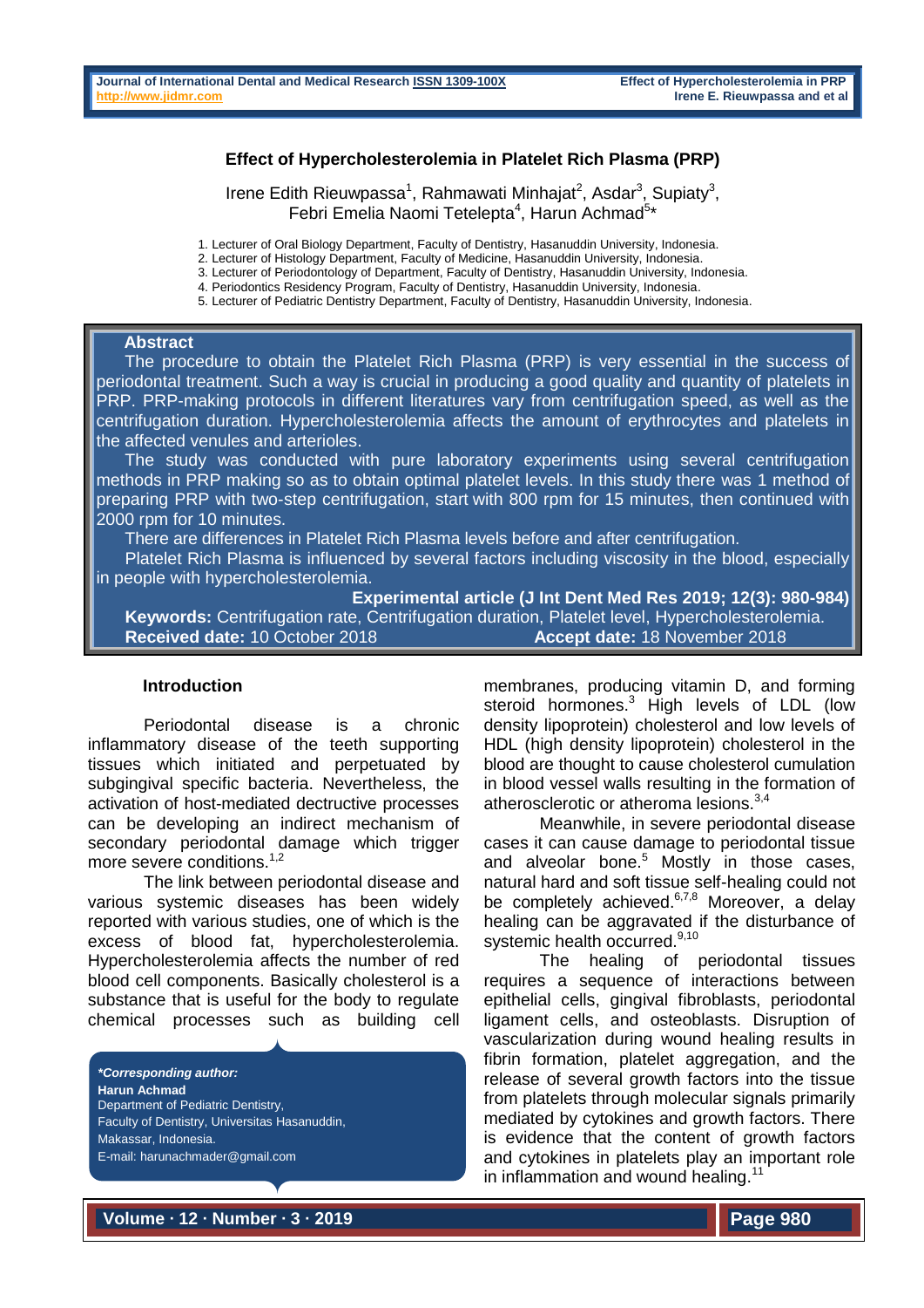# Effect of Hypercholesterolemia in Platelet Rich Plasma (PRP)

Irene Edith Rieuwpassa[1], Rahmawati Minhajat[2], Asdar[3], Supiaty[3], Febri Emelia Naomi Tetelepta[4], Harun Achmad[5]*

1. Lecturer of Oral Biology Department, Faculty of Dentistry, Hasanuddin University, Indonesia.
2. Lecturer of Histology Department, Faculty of Medicine, Hasanuddin University, Indonesia.
3. Lecturer of Periodontology of Department, Faculty of Dentistry, Hasanuddin University, Indonesia.
4. Periodontics Residency Program, Faculty of Dentistry, Hasanuddin University, Indonesia.
5. Lecturer of Pediatric Dentistry Department, Faculty of Dentistry, Hasanuddin University, Indonesia.

## Abstract

The procedure to obtain the Platelet Rich Plasma (PRP) is very essential in the success of periodontal treatment. Such a way is crucial in producing a good quality and quantity of platelets in PRP. PRP-making protocols in different literatures vary from centrifugation speed, as well as the centrifugation duration. Hypercholesterolemia affects the amount of erythrocytes and platelets in the affected venules and arterioles.

The study was conducted with pure laboratory experiments using several centrifugation methods in PRP making so as to obtain optimal platelet levels. In this study there was 1 method of preparing PRP with two-step centrifugation, start with 800 rpm for 15 minutes, then continued with 2000 rpm for 10 minutes.

There are differences in Platelet Rich Plasma levels before and after centrifugation.

Platelet Rich Plasma is influenced by several factors including viscosity in the blood, especially in people with hypercholesterolemia.

**Experimental article (J Int Dent Med Res 2019; 12(3): 980-984)**

**Keywords:** Centrifugation rate, Centrifugation duration, Platelet level, Hypercholesterolemia.

**Received date:** 10 October 2018 **Accept date:** 18 November 2018

## Introduction

Periodontal disease is a chronic inflammatory disease of the teeth supporting tissues which initiated and perpetuated by subgingival specific bacteria. Nevertheless, the activation of host-mediated dectructive processes can be developing an indirect mechanism of secondary periodontal damage which trigger more severe conditions.[1,2]

The link between periodontal disease and various systemic diseases has been widely reported with various studies, one of which is the excess of blood fat, hypercholesterolemia. Hypercholesterolemia affects the number of red blood cell components. Basically cholesterol is a substance that is useful for the body to regulate chemical processes such as building cell membranes, producing vitamin D, and forming steroid hormones.[3] High levels of LDL (low density lipoprotein) cholesterol and low levels of HDL (high density lipoprotein) cholesterol in the blood are thought to cause cholesterol cumulation in blood vessel walls resulting in the formation of atherosclerotic or atheroma lesions.[3,4]

Meanwhile, in severe periodontal disease cases it can cause damage to periodontal tissue and alveolar bone.[5] Mostly in those cases, natural hard and soft tissue self-healing could not be completely achieved.[6,7,8] Moreover, a delay healing can be aggravated if the disturbance of systemic health occurred.[9,10]

The healing of periodontal tissues requires a sequence of interactions between epithelial cells, gingival fibroblasts, periodontal ligament cells, and osteoblasts. Disruption of vascularization during wound healing results in fibrin formation, platelet aggregation, and the release of several growth factors into the tissue from platelets through molecular signals primarily mediated by cytokines and growth factors. There is evidence that the content of growth factors and cytokines in platelets play an important role in inflammation and wound healing.[11]

***Corresponding author:**
**Harun Achmad**
Department of Pediatric Dentistry,
Faculty of Dentistry, Universitas Hasanuddin,
Makassar, Indonesia.
E-mail: harunachmader@gmail.com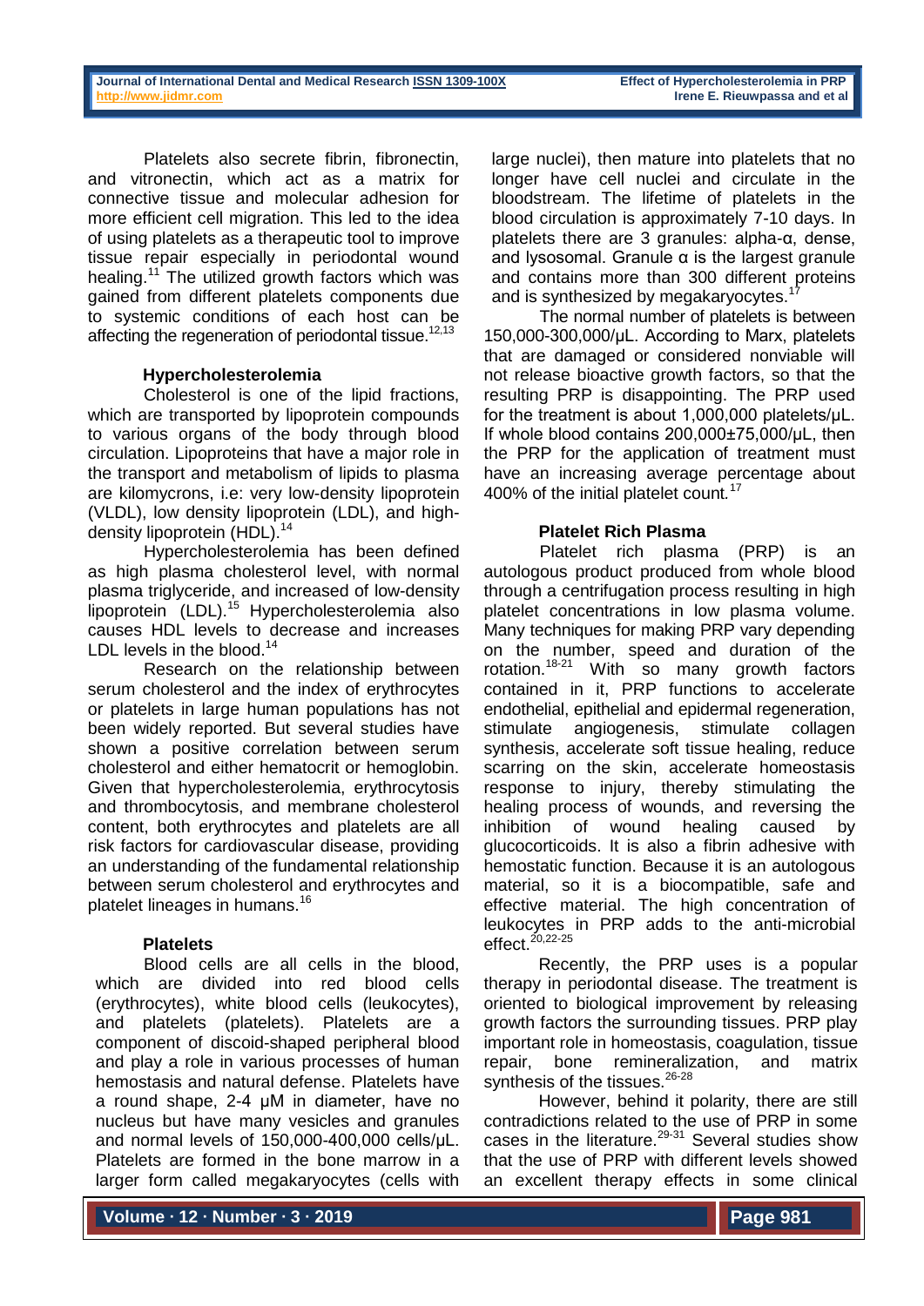Platelets also secrete fibrin, fibronectin, and vitronectin, which act as a matrix for connective tissue and molecular adhesion for more efficient cell migration. This led to the idea of using platelets as a therapeutic tool to improve tissue repair especially in periodontal wound healing.[11] The utilized growth factors which was gained from different platelets components due to systemic conditions of each host can be affecting the regeneration of periodontal tissue.[12,13]

### Hypercholesterolemia

Cholesterol is one of the lipid fractions, which are transported by lipoprotein compounds to various organs of the body through blood circulation. Lipoproteins that have a major role in the transport and metabolism of lipids to plasma are kilomycrons, i.e: very low-density lipoprotein (VLDL), low density lipoprotein (LDL), and high-density lipoprotein (HDL).[14]

Hypercholesterolemia has been defined as high plasma cholesterol level, with normal plasma triglyceride, and increased of low-density lipoprotein (LDL).[15] Hypercholesterolemia also causes HDL levels to decrease and increases LDL levels in the blood.[14]

Research on the relationship between serum cholesterol and the index of erythrocytes or platelets in large human populations has not been widely reported. But several studies have shown a positive correlation between serum cholesterol and either hematocrit or hemoglobin. Given that hypercholesterolemia, erythrocytosis and thrombocytosis, and membrane cholesterol content, both erythrocytes and platelets are all risk factors for cardiovascular disease, providing an understanding of the fundamental relationship between serum cholesterol and erythrocytes and platelet lineages in humans.[16]

### Platelets

Blood cells are all cells in the blood, which are divided into red blood cells (erythrocytes), white blood cells (leukocytes), and platelets (platelets). Platelets are a component of discoid-shaped peripheral blood and play a role in various processes of human hemostasis and natural defense. Platelets have a round shape, 2-4 µM in diameter, have no nucleus but have many vesicles and granules and normal levels of 150,000-400,000 cells/µL. Platelets are formed in the bone marrow in a larger form called megakaryocytes (cells with large nuclei), then mature into platelets that no longer have cell nuclei and circulate in the bloodstream. The lifetime of platelets in the blood circulation is approximately 7-10 days. In platelets there are 3 granules: alpha-α, dense, and lysosomal. Granule α is the largest granule and contains more than 300 different proteins and is synthesized by megakaryocytes.[17]

The normal number of platelets is between 150,000-300,000/µL. According to Marx, platelets that are damaged or considered nonviable will not release bioactive growth factors, so that the resulting PRP is disappointing. The PRP used for the treatment is about 1,000,000 platelets/µL. If whole blood contains 200,000±75,000/µL, then the PRP for the application of treatment must have an increasing average percentage about 400% of the initial platelet count.[17]

### Platelet Rich Plasma

Platelet rich plasma (PRP) is an autologous product produced from whole blood through a centrifugation process resulting in high platelet concentrations in low plasma volume. Many techniques for making PRP vary depending on the number, speed and duration of the rotation.[18-21] With so many growth factors contained in it, PRP functions to accelerate endothelial, epithelial and epidermal regeneration, stimulate angiogenesis, stimulate collagen synthesis, accelerate soft tissue healing, reduce scarring on the skin, accelerate homeostasis response to injury, thereby stimulating the healing process of wounds, and reversing the inhibition of wound healing caused by glucocorticoids. It is also a fibrin adhesive with hemostatic function. Because it is an autologous material, so it is a biocompatible, safe and effective material. The high concentration of leukocytes in PRP adds to the anti-microbial effect.[20,22-25]

Recently, the PRP uses is a popular therapy in periodontal disease. The treatment is oriented to biological improvement by releasing growth factors the surrounding tissues. PRP play important role in homeostasis, coagulation, tissue repair, bone remineralization, and matrix synthesis of the tissues.[26-28]

However, behind it polarity, there are still contradictions related to the use of PRP in some cases in the literature.[29-31] Several studies show that the use of PRP with different levels showed an excellent therapy effects in some clinical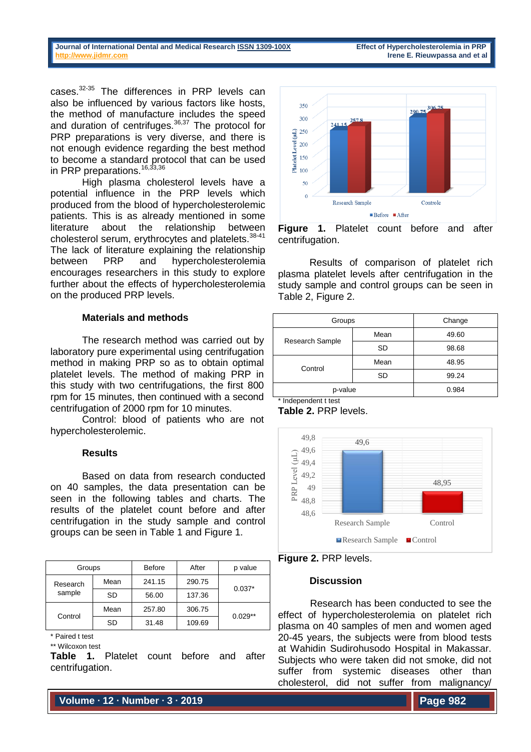cases.[32-35] The differences in PRP levels can also be influenced by various factors like hosts, the method of manufacture includes the speed and duration of centrifuges.[36,37] The protocol for PRP preparations is very diverse, and there is not enough evidence regarding the best method to become a standard protocol that can be used in PRP preparations.[16,33,36]

High plasma cholesterol levels have a potential influence in the PRP levels which produced from the blood of hypercholesterolemic patients. This is as already mentioned in some literature about the relationship between cholesterol serum, erythrocytes and platelets.[38-41] The lack of literature explaining the relationship between PRP and hypercholesterolemia encourages researchers in this study to explore further about the effects of hypercholesterolemia on the produced PRP levels.

## Materials and methods

The research method was carried out by laboratory pure experimental using centrifugation method in making PRP so as to obtain optimal platelet levels. The method of making PRP in this study with two centrifugations, the first 800 rpm for 15 minutes, then continued with a second centrifugation of 2000 rpm for 10 minutes.

Control: blood of patients who are not hypercholesterolemic.

## Results

Based on data from research conducted on 40 samples, the data presentation can be seen in the following tables and charts. The results of the platelet count before and after centrifugation in the study sample and control groups can be seen in Table 1 and Figure 1.

| Groups | | Before | After | p value |
|---|---|---|---|---|
| Research sample | Mean | 241.15 | 290.75 | 0.037* |
| | SD | 56.00 | 137.36 | |
| Control | Mean | 257.80 | 306.75 | 0.029** |
| | SD | 31.48 | 109.69 | |

\* Paired t test

\*\* Wilcoxon test

**Table 1.** Platelet count before and after centrifugation.

**Figure 1.** Platelet count before and after centrifugation.

Results of comparison of platelet rich plasma platelet levels after centrifugation in the study sample and control groups can be seen in Table 2, Figure 2.

| Groups | | Change |
|---|---|---|
| Research Sample | Mean | 49.60 |
| | SD | 98.68 |
| Control | Mean | 48.95 |
| | SD | 99.24 |
| p-value | | 0.984 |

\* Independent t test

**Table 2.** PRP levels.

**Figure 2.** PRP levels.

## Discussion

Research has been conducted to see the effect of hypercholesterolemia on platelet rich plasma on 40 samples of men and women aged 20-45 years, the subjects were from blood tests at Wahidin Sudirohusodo Hospital in Makassar. Subjects who were taken did not smoke, did not suffer from systemic diseases other than cholesterol, did not suffer from malignancy/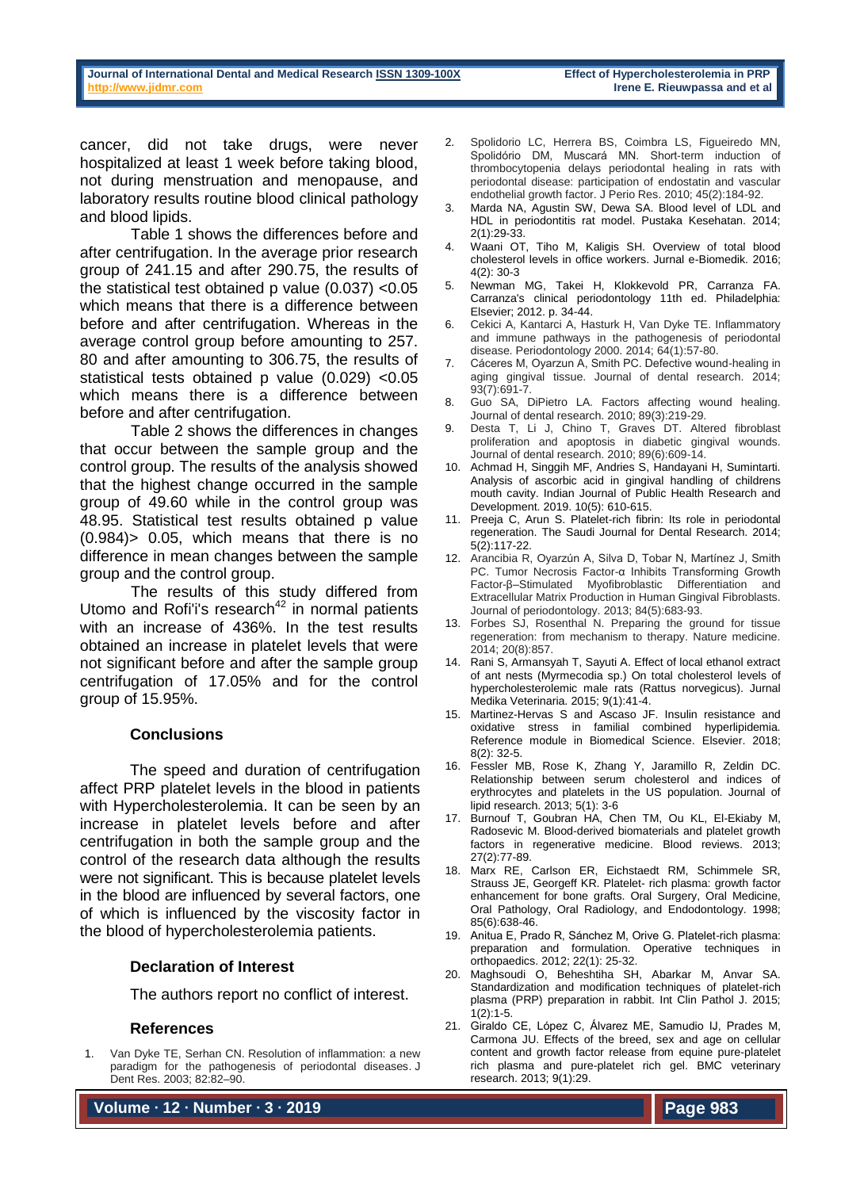cancer, did not take drugs, were never hospitalized at least 1 week before taking blood, not during menstruation and menopause, and laboratory results routine blood clinical pathology and blood lipids.

Table 1 shows the differences before and after centrifugation. In the average prior research group of 241.15 and after 290.75, the results of the statistical test obtained p value (0.037) <0.05 which means that there is a difference between before and after centrifugation. Whereas in the average control group before amounting to 257. 80 and after amounting to 306.75, the results of statistical tests obtained p value (0.029) <0.05 which means there is a difference between before and after centrifugation.

Table 2 shows the differences in changes that occur between the sample group and the control group. The results of the analysis showed that the highest change occurred in the sample group of 49.60 while in the control group was 48.95. Statistical test results obtained p value (0.984)> 0.05, which means that there is no difference in mean changes between the sample group and the control group.

The results of this study differed from Utomo and Rofi'i's research[42] in normal patients with an increase of 436%. In the test results obtained an increase in platelet levels that were not significant before and after the sample group centrifugation of 17.05% and for the control group of 15.95%.

## Conclusions

The speed and duration of centrifugation affect PRP platelet levels in the blood in patients with Hypercholesterolemia. It can be seen by an increase in platelet levels before and after centrifugation in both the sample group and the control of the research data although the results were not significant. This is because platelet levels in the blood are influenced by several factors, one of which is influenced by the viscosity factor in the blood of hypercholesterolemia patients.

## Declaration of Interest

The authors report no conflict of interest.

## References

1. Van Dyke TE, Serhan CN. Resolution of inflammation: a new paradigm for the pathogenesis of periodontal diseases. J Dent Res. 2003; 82:82–90.
2. Spolidorio LC, Herrera BS, Coimbra LS, Figueiredo MN, Spolidório DM, Muscará MN. Short-term induction of thrombocytopenia delays periodontal healing in rats with periodontal disease: participation of endostatin and vascular endothelial growth factor. J Perio Res. 2010; 45(2):184-92.
3. Marda NA, Agustin SW, Dewa SA. Blood level of LDL and HDL in periodontitis rat model. Pustaka Kesehatan. 2014; 2(1):29-33.
4. Waani OT, Tiho M, Kaligis SH. Overview of total blood cholesterol levels in office workers. Jurnal e-Biomedik. 2016; 4(2): 30-3
5. Newman MG, Takei H, Klokkevold PR, Carranza FA. Carranza's clinical periodontology 11th ed. Philadelphia: Elsevier; 2012. p. 34-44.
6. Cekici A, Kantarci A, Hasturk H, Van Dyke TE. Inflammatory and immune pathways in the pathogenesis of periodontal disease. Periodontology 2000. 2014; 64(1):57-80.
7. Cáceres M, Oyarzun A, Smith PC. Defective wound-healing in aging gingival tissue. Journal of dental research. 2014; 93(7):691-7.
8. Guo SA, DiPietro LA. Factors affecting wound healing. Journal of dental research. 2010; 89(3):219-29.
9. Desta T, Li J, Chino T, Graves DT. Altered fibroblast proliferation and apoptosis in diabetic gingival wounds. Journal of dental research. 2010; 89(6):609-14.
10. Achmad H, Singgih MF, Andries S, Handayani H, Sumintarti. Analysis of ascorbic acid in gingival handling of childrens mouth cavity. Indian Journal of Public Health Research and Development. 2019. 10(5): 610-615.
11. Preeja C, Arun S. Platelet-rich fibrin: Its role in periodontal regeneration. The Saudi Journal for Dental Research. 2014; 5(2):117-22.
12. Arancibia R, Oyarzún A, Silva D, Tobar N, Martínez J, Smith PC. Tumor Necrosis Factor-α Inhibits Transforming Growth Factor-β–Stimulated Myofibroblastic Differentiation and Extracellular Matrix Production in Human Gingival Fibroblasts. Journal of periodontology. 2013; 84(5):683-93.
13. Forbes SJ, Rosenthal N. Preparing the ground for tissue regeneration: from mechanism to therapy. Nature medicine. 2014; 20(8):857.
14. Rani S, Armansyah T, Sayuti A. Effect of local ethanol extract of ant nests (Myrmecodia sp.) On total cholesterol levels of hypercholesterolemic male rats (Rattus norvegicus). Jurnal Medika Veterinaria. 2015; 9(1):41-4.
15. Martinez-Hervas S and Ascaso JF. Insulin resistance and oxidative stress in familial combined hyperlipidemia. Reference module in Biomedical Science. Elsevier. 2018; 8(2): 32-5.
16. Fessler MB, Rose K, Zhang Y, Jaramillo R, Zeldin DC. Relationship between serum cholesterol and indices of erythrocytes and platelets in the US population. Journal of lipid research. 2013; 5(1): 3-6
17. Burnouf T, Goubran HA, Chen TM, Ou KL, El-Ekiaby M, Radosevic M. Blood-derived biomaterials and platelet growth factors in regenerative medicine. Blood reviews. 2013; 27(2):77-89.
18. Marx RE, Carlson ER, Eichstaedt RM, Schimmele SR, Strauss JE, Georgeff KR. Platelet- rich plasma: growth factor enhancement for bone grafts. Oral Surgery, Oral Medicine, Oral Pathology, Oral Radiology, and Endodontology. 1998; 85(6):638-46.
19. Anitua E, Prado R, Sánchez M, Orive G. Platelet-rich plasma: preparation and formulation. Operative techniques in orthopaedics. 2012; 22(1): 25-32.
20. Maghsoudi O, Beheshtiha SH, Abarkar M, Anvar SA. Standardization and modification techniques of platelet-rich plasma (PRP) preparation in rabbit. Int Clin Pathol J. 2015; 1(2):1-5.
21. Giraldo CE, López C, Álvarez ME, Samudio IJ, Prades M, Carmona JU. Effects of the breed, sex and age on cellular content and growth factor release from equine pure-platelet rich plasma and pure-platelet rich gel. BMC veterinary research. 2013; 9(1):29.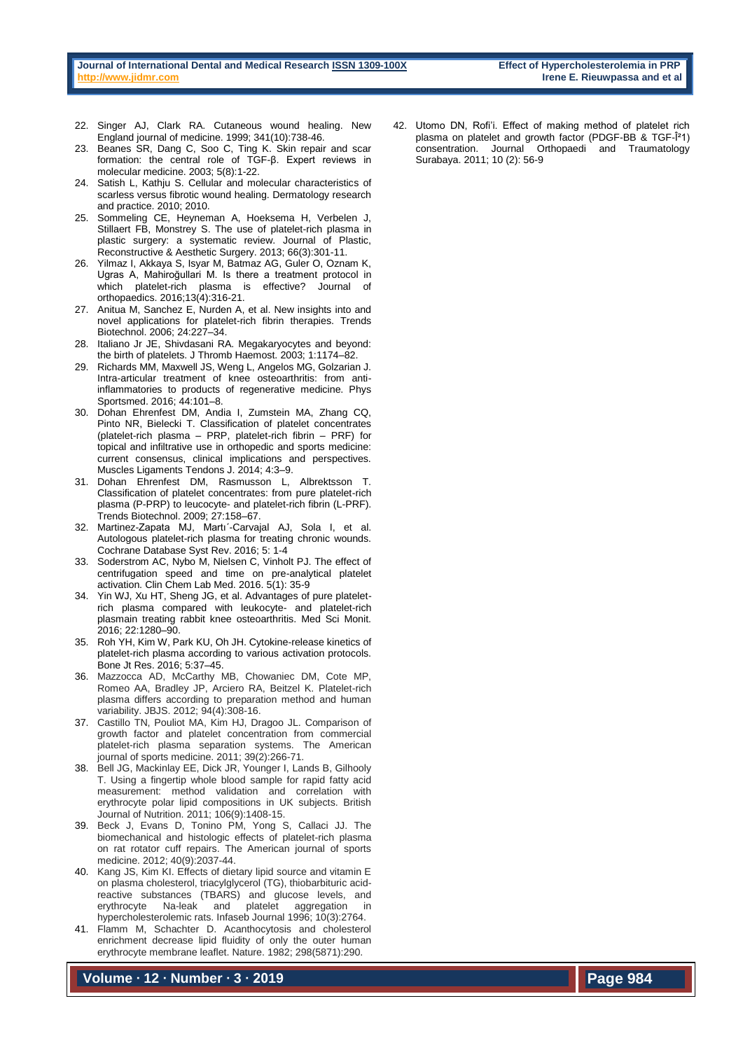22. Singer AJ, Clark RA. Cutaneous wound healing. New England journal of medicine. 1999; 341(10):738-46.
23. Beanes SR, Dang C, Soo C, Ting K. Skin repair and scar formation: the central role of TGF-β. Expert reviews in molecular medicine. 2003; 5(8):1-22.
24. Satish L, Kathju S. Cellular and molecular characteristics of scarless versus fibrotic wound healing. Dermatology research and practice. 2010; 2010.
25. Sommeling CE, Heyneman A, Hoeksema H, Verbelen J, Stillaert FB, Monstrey S. The use of platelet-rich plasma in plastic surgery: a systematic review. Journal of Plastic, Reconstructive & Aesthetic Surgery. 2013; 66(3):301-11.
26. Yilmaz I, Akkaya S, Isyar M, Batmaz AG, Guler O, Oznam K, Ugras A, Mahiroğullari M. Is there a treatment protocol in which platelet-rich plasma is effective? Journal of orthopaedics. 2016;13(4):316-21.
27. Anitua M, Sanchez E, Nurden A, et al. New insights into and novel applications for platelet-rich fibrin therapies. Trends Biotechnol. 2006; 24:227–34.
28. Italiano Jr JE, Shivdasani RA. Megakaryocytes and beyond: the birth of platelets. J Thromb Haemost. 2003; 1:1174–82.
29. Richards MM, Maxwell JS, Weng L, Angelos MG, Golzarian J. Intra-articular treatment of knee osteoarthritis: from anti-inflammatories to products of regenerative medicine. Phys Sportsmed. 2016; 44:101–8.
30. Dohan Ehrenfest DM, Andia I, Zumstein MA, Zhang CQ, Pinto NR, Bielecki T. Classification of platelet concentrates (platelet-rich plasma – PRP, platelet-rich fibrin – PRF) for topical and infiltrative use in orthopedic and sports medicine: current consensus, clinical implications and perspectives. Muscles Ligaments Tendons J. 2014; 4:3–9.
31. Dohan Ehrenfest DM, Rasmusson L, Albrektsson T. Classification of platelet concentrates: from pure platelet-rich plasma (P-PRP) to leucocyte- and platelet-rich fibrin (L-PRF). Trends Biotechnol. 2009; 27:158–67.
32. Martinez-Zapata MJ, Martı´-Carvajal AJ, Sola I, et al. Autologous platelet-rich plasma for treating chronic wounds. Cochrane Database Syst Rev. 2016; 5: 1-4
33. Soderstrom AC, Nybo M, Nielsen C, Vinholt PJ. The effect of centrifugation speed and time on pre-analytical platelet activation. Clin Chem Lab Med. 2016. 5(1): 35-9
34. Yin WJ, Xu HT, Sheng JG, et al. Advantages of pure platelet-rich plasma compared with leukocyte- and platelet-rich plasmain treating rabbit knee osteoarthritis. Med Sci Monit. 2016; 22:1280–90.
35. Roh YH, Kim W, Park KU, Oh JH. Cytokine-release kinetics of platelet-rich plasma according to various activation protocols. Bone Jt Res. 2016; 5:37–45.
36. Mazzocca AD, McCarthy MB, Chowaniec DM, Cote MP, Romeo AA, Bradley JP, Arciero RA, Beitzel K. Platelet-rich plasma differs according to preparation method and human variability. JBJS. 2012; 94(4):308-16.
37. Castillo TN, Pouliot MA, Kim HJ, Dragoo JL. Comparison of growth factor and platelet concentration from commercial platelet-rich plasma separation systems. The American journal of sports medicine. 2011; 39(2):266-71.
38. Bell JG, Mackinlay EE, Dick JR, Younger I, Lands B, Gilhooly T. Using a fingertip whole blood sample for rapid fatty acid measurement: method validation and correlation with erythrocyte polar lipid compositions in UK subjects. British Journal of Nutrition. 2011; 106(9):1408-15.
39. Beck J, Evans D, Tonino PM, Yong S, Callaci JJ. The biomechanical and histologic effects of platelet-rich plasma on rat rotator cuff repairs. The American journal of sports medicine. 2012; 40(9):2037-44.
40. Kang JS, Kim KI. Effects of dietary lipid source and vitamin E on plasma cholesterol, triacylglycerol (TG), thiobarbituric acid-reactive substances (TBARS) and glucose levels, and erythrocyte Na-leak and platelet aggregation in hypercholesterolemic rats. Infaseb Journal 1996; 10(3):2764.
41. Flamm M, Schachter D. Acanthocytosis and cholesterol enrichment decrease lipid fluidity of only the outer human erythrocyte membrane leaflet. Nature. 1982; 298(5871):290.
42. Utomo DN, Rofi'i. Effect of making method of platelet rich plasma on platelet and growth factor (PDGF-BB & TGF-Î²1) consentration. Journal Orthopaedi and Traumatology Surabaya. 2011; 10 (2): 56-9